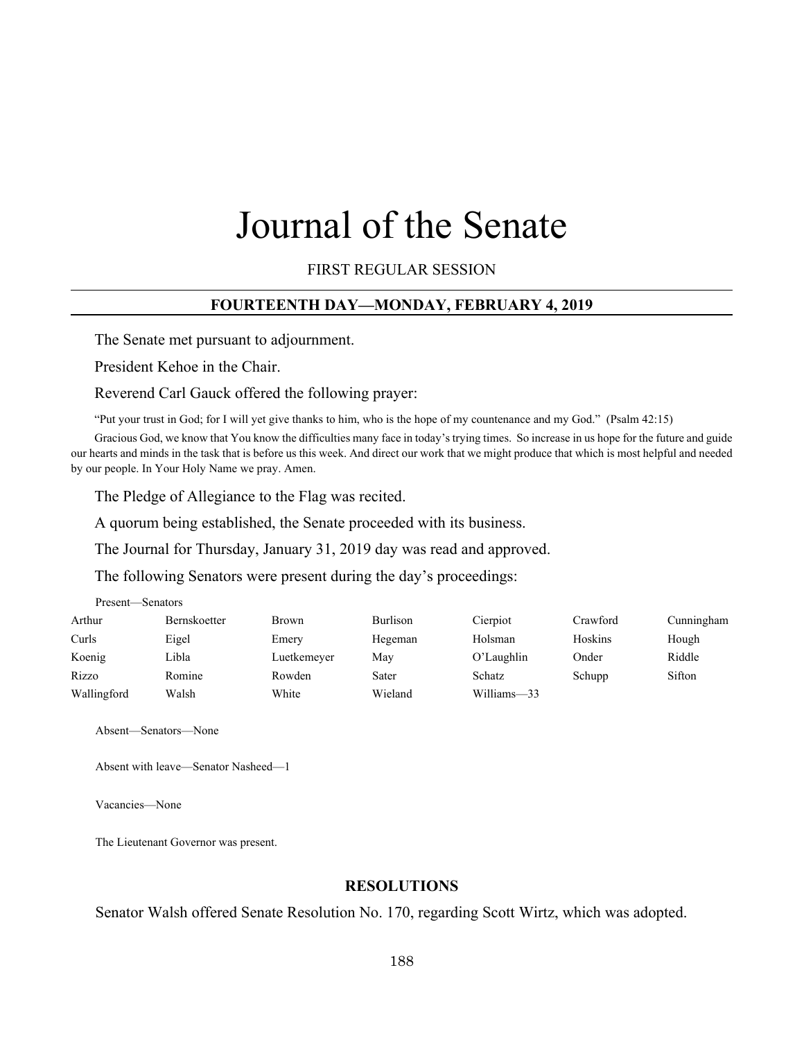# Journal of the Senate

FIRST REGULAR SESSION

## FOURTEENTH DAY—MONDAY, FEBRUARY 4, 2019

The Senate met pursuant to adjournment.

President Kehoe in the Chair.

Reverend Carl Gauck offered the following prayer:

"Put your trust in God; for I will yet give thanks to him, who is the hope of my countenance and my God." (Psalm 42:15)

Gracious God, we know that You know the difficulties many face in today's trying times. So increase in us hope for the future and guide our hearts and minds in the task that is before us this week. And direct our work that we might produce that which is most helpful and needed by our people. In Your Holy Name we pray. Amen.

The Pledge of Allegiance to the Flag was recited.

A quorum being established, the Senate proceeded with its business.

The Journal for Thursday, January 31, 2019 day was read and approved.

The following Senators were present during the day's proceedings:

Present—Senators

| | | | | | | |
|---|---|---|---|---|---|---|
| Arthur | Bernskoetter | Brown | Burlison | Cierpiot | Crawford | Cunningham |
| Curls | Eigel | Emery | Hegeman | Holsman | Hoskins | Hough |
| Koenig | Libla | Luetkemeyer | May | O'Laughlin | Onder | Riddle |
| Rizzo | Romine | Rowden | Sater | Schatz | Schupp | Sifton |
| Wallingford | Walsh | White | Wieland | Williams—33 | | |

Absent—Senators—None

Absent with leave—Senator Nasheed—1

Vacancies—None

The Lieutenant Governor was present.

## RESOLUTIONS

Senator Walsh offered Senate Resolution No. 170, regarding Scott Wirtz, which was adopted.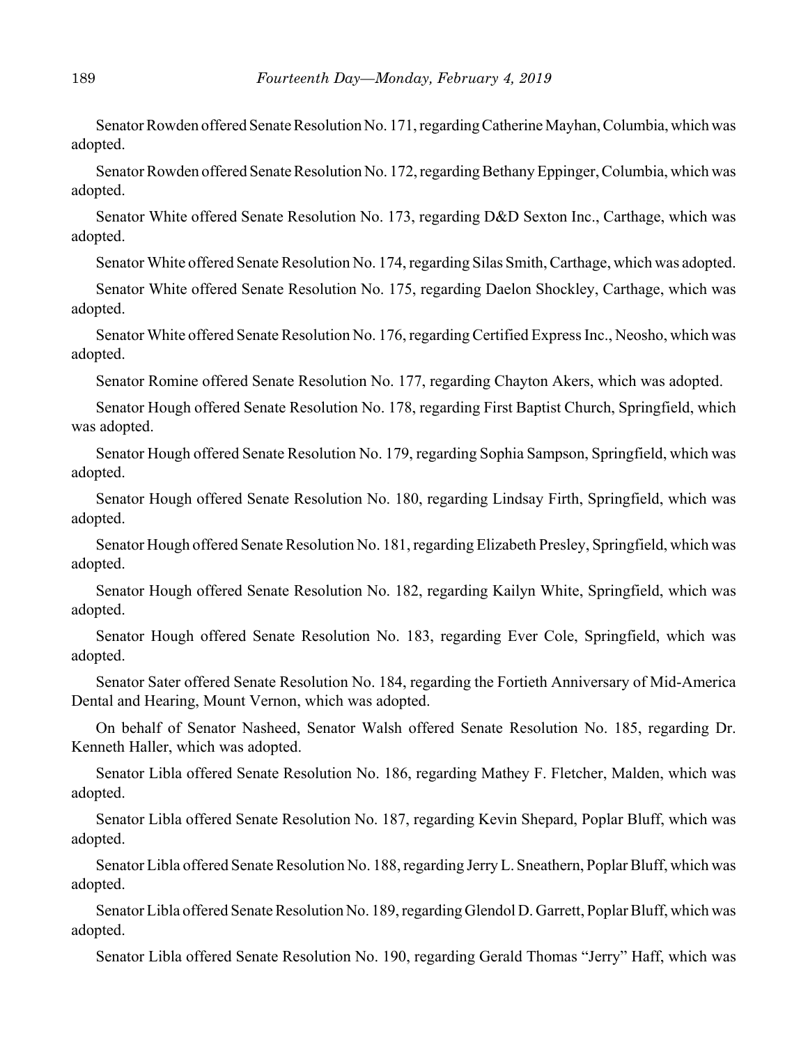Senator Rowden offered Senate Resolution No. 171, regarding Catherine Mayhan, Columbia, which was adopted.

Senator Rowden offered Senate Resolution No. 172, regarding Bethany Eppinger, Columbia, which was adopted.

Senator White offered Senate Resolution No. 173, regarding D&D Sexton Inc., Carthage, which was adopted.

Senator White offered Senate Resolution No. 174, regarding Silas Smith, Carthage, which was adopted.

Senator White offered Senate Resolution No. 175, regarding Daelon Shockley, Carthage, which was adopted.

Senator White offered Senate Resolution No. 176, regarding Certified Express Inc., Neosho, which was adopted.

Senator Romine offered Senate Resolution No. 177, regarding Chayton Akers, which was adopted.

Senator Hough offered Senate Resolution No. 178, regarding First Baptist Church, Springfield, which was adopted.

Senator Hough offered Senate Resolution No. 179, regarding Sophia Sampson, Springfield, which was adopted.

Senator Hough offered Senate Resolution No. 180, regarding Lindsay Firth, Springfield, which was adopted.

Senator Hough offered Senate Resolution No. 181, regarding Elizabeth Presley, Springfield, which was adopted.

Senator Hough offered Senate Resolution No. 182, regarding Kailyn White, Springfield, which was adopted.

Senator Hough offered Senate Resolution No. 183, regarding Ever Cole, Springfield, which was adopted.

Senator Sater offered Senate Resolution No. 184, regarding the Fortieth Anniversary of Mid-America Dental and Hearing, Mount Vernon, which was adopted.

On behalf of Senator Nasheed, Senator Walsh offered Senate Resolution No. 185, regarding Dr. Kenneth Haller, which was adopted.

Senator Libla offered Senate Resolution No. 186, regarding Mathey F. Fletcher, Malden, which was adopted.

Senator Libla offered Senate Resolution No. 187, regarding Kevin Shepard, Poplar Bluff, which was adopted.

Senator Libla offered Senate Resolution No. 188, regarding Jerry L. Sneathern, Poplar Bluff, which was adopted.

Senator Libla offered Senate Resolution No. 189, regarding Glendol D. Garrett, Poplar Bluff, which was adopted.

Senator Libla offered Senate Resolution No. 190, regarding Gerald Thomas "Jerry" Haff, which was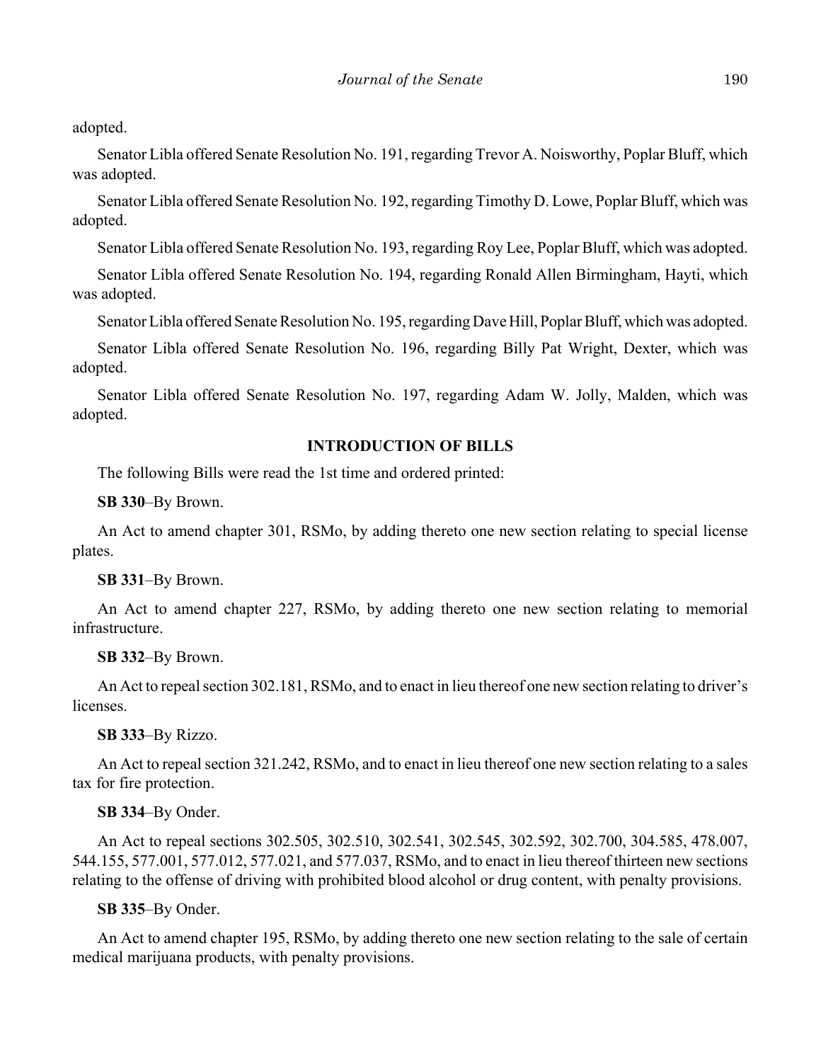adopted.

Senator Libla offered Senate Resolution No. 191, regarding Trevor A. Noisworthy, Poplar Bluff, which was adopted.

Senator Libla offered Senate Resolution No. 192, regarding Timothy D. Lowe, Poplar Bluff, which was adopted.

Senator Libla offered Senate Resolution No. 193, regarding Roy Lee, Poplar Bluff, which was adopted.

Senator Libla offered Senate Resolution No. 194, regarding Ronald Allen Birmingham, Hayti, which was adopted.

Senator Libla offered Senate Resolution No. 195, regarding Dave Hill, Poplar Bluff, which was adopted.

Senator Libla offered Senate Resolution No. 196, regarding Billy Pat Wright, Dexter, which was adopted.

Senator Libla offered Senate Resolution No. 197, regarding Adam W. Jolly, Malden, which was adopted.

## INTRODUCTION OF BILLS

The following Bills were read the 1st time and ordered printed:

**SB 330**–By Brown.

An Act to amend chapter 301, RSMo, by adding thereto one new section relating to special license plates.

**SB 331**–By Brown.

An Act to amend chapter 227, RSMo, by adding thereto one new section relating to memorial infrastructure.

**SB 332**–By Brown.

An Act to repeal section 302.181, RSMo, and to enact in lieu thereof one new section relating to driver's licenses.

**SB 333**–By Rizzo.

An Act to repeal section 321.242, RSMo, and to enact in lieu thereof one new section relating to a sales tax for fire protection.

**SB 334**–By Onder.

An Act to repeal sections 302.505, 302.510, 302.541, 302.545, 302.592, 302.700, 304.585, 478.007, 544.155, 577.001, 577.012, 577.021, and 577.037, RSMo, and to enact in lieu thereof thirteen new sections relating to the offense of driving with prohibited blood alcohol or drug content, with penalty provisions.

**SB 335**–By Onder.

An Act to amend chapter 195, RSMo, by adding thereto one new section relating to the sale of certain medical marijuana products, with penalty provisions.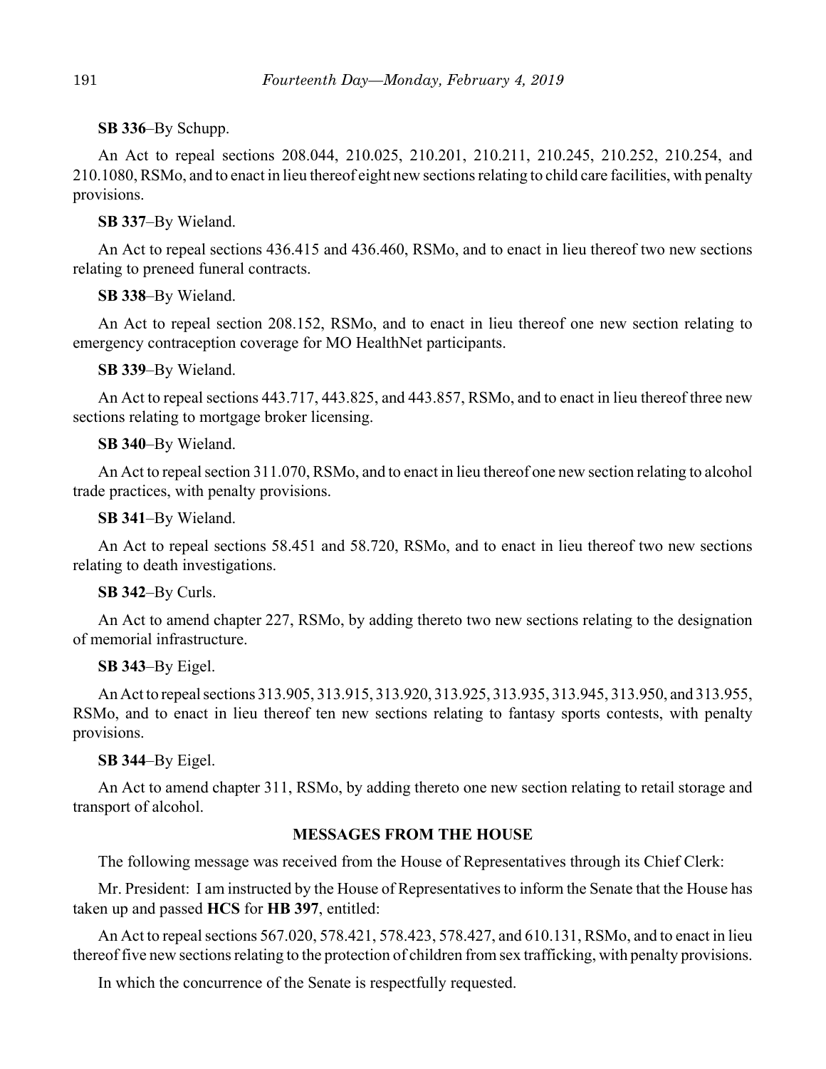**SB 336**–By Schupp.

An Act to repeal sections 208.044, 210.025, 210.201, 210.211, 210.245, 210.252, 210.254, and 210.1080, RSMo, and to enact in lieu thereof eight new sections relating to child care facilities, with penalty provisions.

**SB 337**–By Wieland.

An Act to repeal sections 436.415 and 436.460, RSMo, and to enact in lieu thereof two new sections relating to preneed funeral contracts.

**SB 338**–By Wieland.

An Act to repeal section 208.152, RSMo, and to enact in lieu thereof one new section relating to emergency contraception coverage for MO HealthNet participants.

**SB 339**–By Wieland.

An Act to repeal sections 443.717, 443.825, and 443.857, RSMo, and to enact in lieu thereof three new sections relating to mortgage broker licensing.

**SB 340**–By Wieland.

An Act to repeal section 311.070, RSMo, and to enact in lieu thereof one new section relating to alcohol trade practices, with penalty provisions.

**SB 341**–By Wieland.

An Act to repeal sections 58.451 and 58.720, RSMo, and to enact in lieu thereof two new sections relating to death investigations.

**SB 342**–By Curls.

An Act to amend chapter 227, RSMo, by adding thereto two new sections relating to the designation of memorial infrastructure.

**SB 343**–By Eigel.

An Act to repeal sections 313.905, 313.915, 313.920, 313.925, 313.935, 313.945, 313.950, and 313.955, RSMo, and to enact in lieu thereof ten new sections relating to fantasy sports contests, with penalty provisions.

**SB 344**–By Eigel.

An Act to amend chapter 311, RSMo, by adding thereto one new section relating to retail storage and transport of alcohol.

## MESSAGES FROM THE HOUSE

The following message was received from the House of Representatives through its Chief Clerk:

Mr. President: I am instructed by the House of Representatives to inform the Senate that the House has taken up and passed **HCS** for **HB 397**, entitled:

An Act to repeal sections 567.020, 578.421, 578.423, 578.427, and 610.131, RSMo, and to enact in lieu thereof five new sections relating to the protection of children from sex trafficking, with penalty provisions.

In which the concurrence of the Senate is respectfully requested.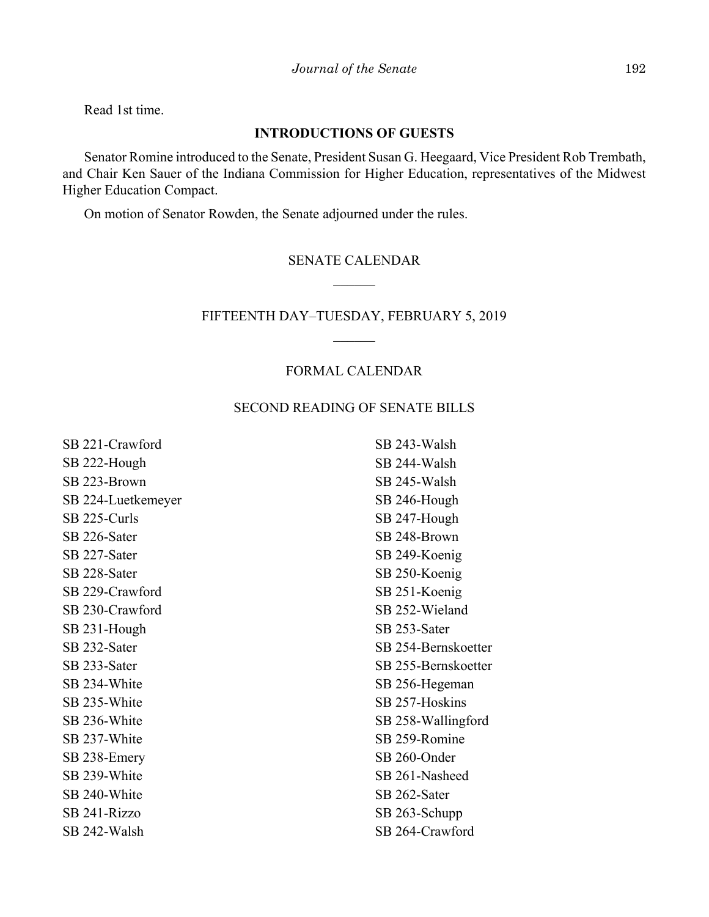Read 1st time.

## INTRODUCTIONS OF GUESTS

Senator Romine introduced to the Senate, President Susan G. Heegaard, Vice President Rob Trembath, and Chair Ken Sauer of the Indiana Commission for Higher Education, representatives of the Midwest Higher Education Compact.

On motion of Senator Rowden, the Senate adjourned under the rules.

## SENATE CALENDAR

### FIFTEENTH DAY–TUESDAY, FEBRUARY 5, 2019

### FORMAL CALENDAR

### SECOND READING OF SENATE BILLS

SB 221-Crawford
SB 222-Hough
SB 223-Brown
SB 224-Luetkemeyer
SB 225-Curls
SB 226-Sater
SB 227-Sater
SB 228-Sater
SB 229-Crawford
SB 230-Crawford
SB 231-Hough
SB 232-Sater
SB 233-Sater
SB 234-White
SB 235-White
SB 236-White
SB 237-White
SB 238-Emery
SB 239-White
SB 240-White
SB 241-Rizzo
SB 242-Walsh
SB 243-Walsh
SB 244-Walsh
SB 245-Walsh
SB 246-Hough
SB 247-Hough
SB 248-Brown
SB 249-Koenig
SB 250-Koenig
SB 251-Koenig
SB 252-Wieland
SB 253-Sater
SB 254-Bernskoetter
SB 255-Bernskoetter
SB 256-Hegeman
SB 257-Hoskins
SB 258-Wallingford
SB 259-Romine
SB 260-Onder
SB 261-Nasheed
SB 262-Sater
SB 263-Schupp
SB 264-Crawford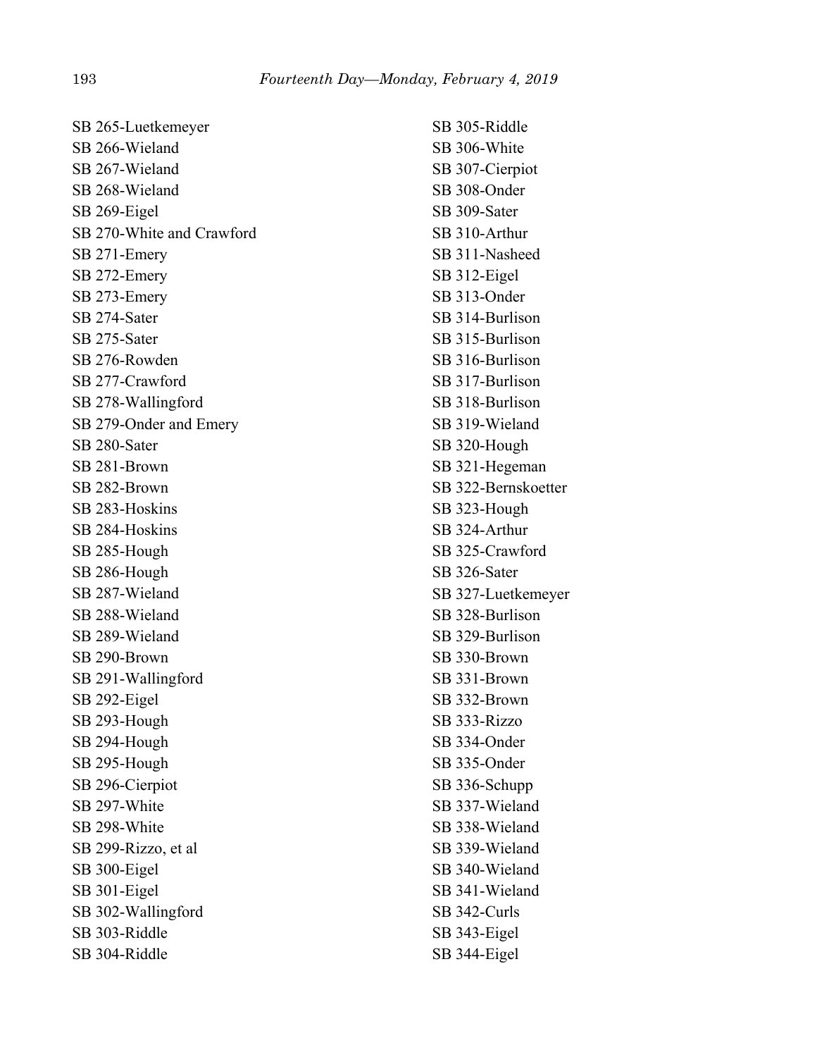SB 265-Luetkemeyer
SB 266-Wieland
SB 267-Wieland
SB 268-Wieland
SB 269-Eigel
SB 270-White and Crawford
SB 271-Emery
SB 272-Emery
SB 273-Emery
SB 274-Sater
SB 275-Sater
SB 276-Rowden
SB 277-Crawford
SB 278-Wallingford
SB 279-Onder and Emery
SB 280-Sater
SB 281-Brown
SB 282-Brown
SB 283-Hoskins
SB 284-Hoskins
SB 285-Hough
SB 286-Hough
SB 287-Wieland
SB 288-Wieland
SB 289-Wieland
SB 290-Brown
SB 291-Wallingford
SB 292-Eigel
SB 293-Hough
SB 294-Hough
SB 295-Hough
SB 296-Cierpiot
SB 297-White
SB 298-White
SB 299-Rizzo, et al
SB 300-Eigel
SB 301-Eigel
SB 302-Wallingford
SB 303-Riddle
SB 304-Riddle
SB 305-Riddle
SB 306-White
SB 307-Cierpiot
SB 308-Onder
SB 309-Sater
SB 310-Arthur
SB 311-Nasheed
SB 312-Eigel
SB 313-Onder
SB 314-Burlison
SB 315-Burlison
SB 316-Burlison
SB 317-Burlison
SB 318-Burlison
SB 319-Wieland
SB 320-Hough
SB 321-Hegeman
SB 322-Bernskoetter
SB 323-Hough
SB 324-Arthur
SB 325-Crawford
SB 326-Sater
SB 327-Luetkemeyer
SB 328-Burlison
SB 329-Burlison
SB 330-Brown
SB 331-Brown
SB 332-Brown
SB 333-Rizzo
SB 334-Onder
SB 335-Onder
SB 336-Schupp
SB 337-Wieland
SB 338-Wieland
SB 339-Wieland
SB 340-Wieland
SB 341-Wieland
SB 342-Curls
SB 343-Eigel
SB 344-Eigel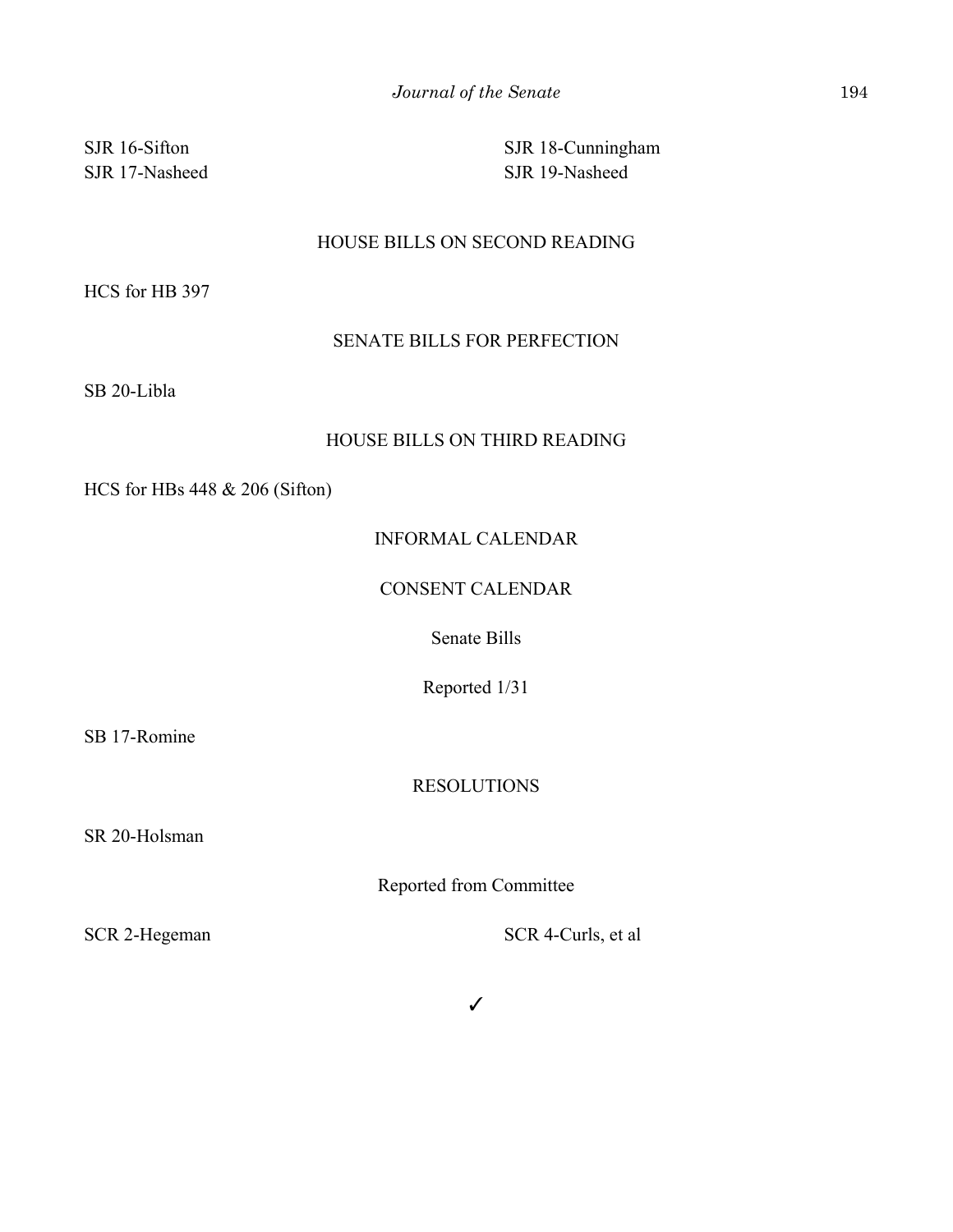SJR 16-Sifton
SJR 17-Nasheed
SJR 18-Cunningham
SJR 19-Nasheed

HOUSE BILLS ON SECOND READING

HCS for HB 397

SENATE BILLS FOR PERFECTION

SB 20-Libla

HOUSE BILLS ON THIRD READING

HCS for HBs 448 & 206 (Sifton)

INFORMAL CALENDAR

CONSENT CALENDAR

Senate Bills

Reported 1/31

SB 17-Romine

RESOLUTIONS

SR 20-Holsman

Reported from Committee

SCR 2-Hegeman
SCR 4-Curls, et al

✓